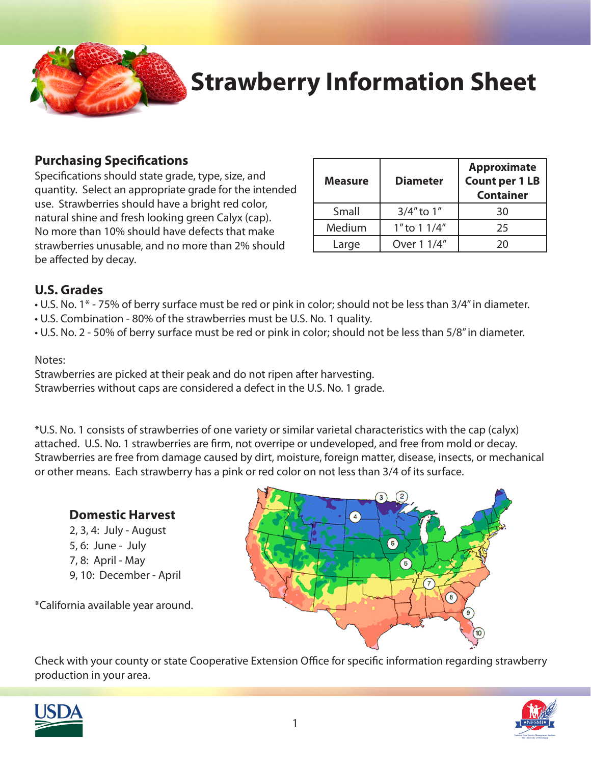# Strawberry Information Sheet

## Purchasing Specifications

Specifications should state grade, type, size, and quantity. Select an appropriate grade for the intended use. Strawberries should have a bright red color, natural shine and fresh looking green Calyx (cap). No more than 10% should have defects that make strawberries unusable, and no more than 2% should be affected by decay.

| Measure | Diameter | Approximate Count per 1 LB Container |
|---|---|---|
| Small | 3/4" to 1" | 30 |
| Medium | 1" to 1 1/4" | 25 |
| Large | Over 1 1/4" | 20 |

## U.S. Grades

- U.S. No. 1* - 75% of berry surface must be red or pink in color; should not be less than 3/4" in diameter.
- U.S. Combination - 80% of the strawberries must be U.S. No. 1 quality.
- U.S. No. 2 - 50% of berry surface must be red or pink in color; should not be less than 5/8" in diameter.

Notes:
Strawberries are picked at their peak and do not ripen after harvesting.
Strawberries without caps are considered a defect in the U.S. No. 1 grade.

*U.S. No. 1 consists of strawberries of one variety or similar varietal characteristics with the cap (calyx) attached. U.S. No. 1 strawberries are firm, not overripe or undeveloped, and free from mold or decay. Strawberries are free from damage caused by dirt, moisture, foreign matter, disease, insects, or mechanical or other means. Each strawberry has a pink or red color on not less than 3/4 of its surface.

### Domestic Harvest

2, 3, 4: July - August
5, 6: June - July
7, 8: April - May
9, 10: December - April

*California available year around.

Check with your county or state Cooperative Extension Office for specific information regarding strawberry production in your area.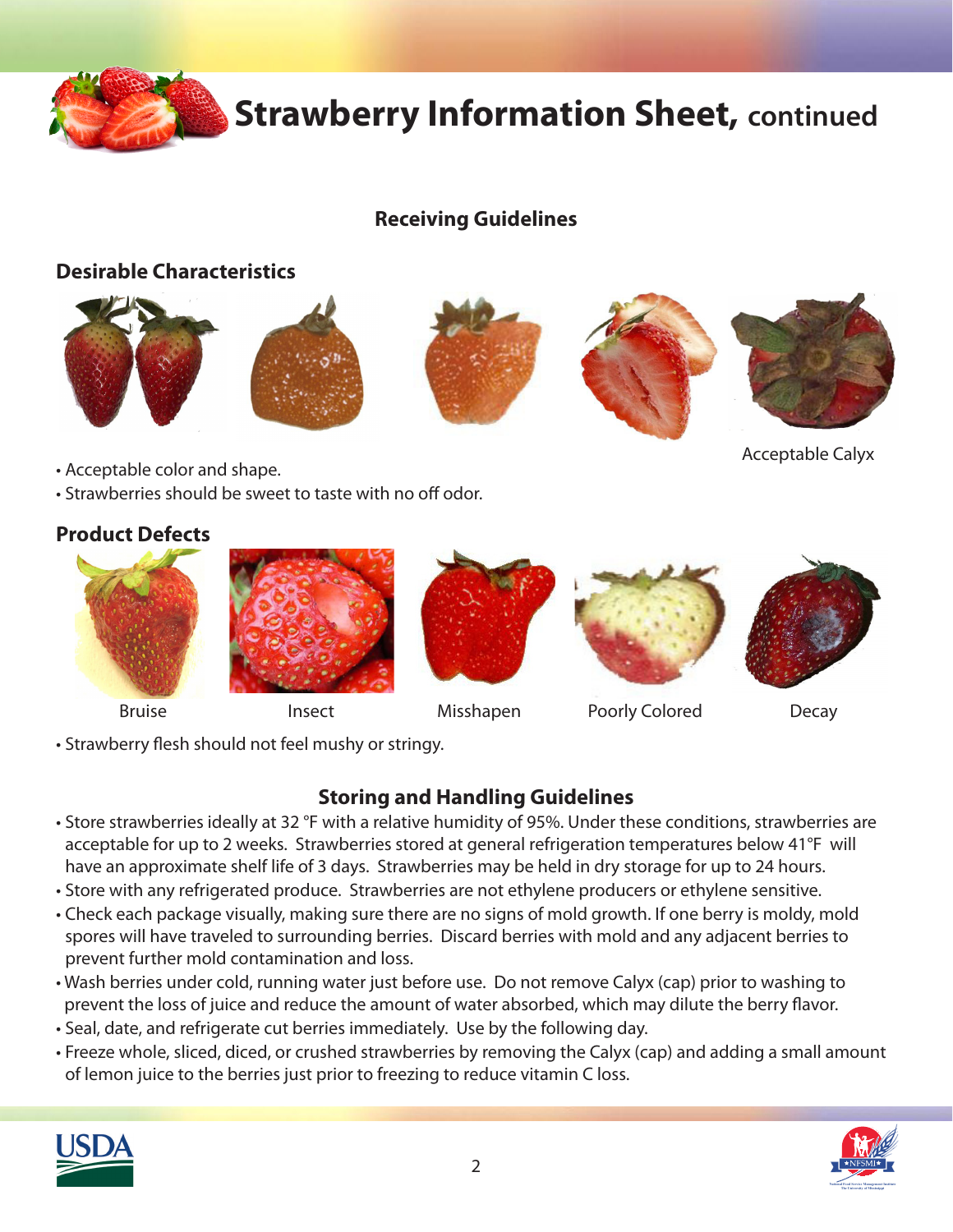# Strawberry Information Sheet, continued

## Receiving Guidelines

### Desirable Characteristics

Acceptable Calyx

- Acceptable color and shape.
- Strawberries should be sweet to taste with no off odor.

### Product Defects

Bruise

Insect

Misshapen

Poorly Colored

Decay

- Strawberry flesh should not feel mushy or stringy.

## Storing and Handling Guidelines

- Store strawberries ideally at 32 °F with a relative humidity of 95%. Under these conditions, strawberries are acceptable for up to 2 weeks. Strawberries stored at general refrigeration temperatures below 41°F will have an approximate shelf life of 3 days. Strawberries may be held in dry storage for up to 24 hours.
- Store with any refrigerated produce. Strawberries are not ethylene producers or ethylene sensitive.
- Check each package visually, making sure there are no signs of mold growth. If one berry is moldy, mold spores will have traveled to surrounding berries. Discard berries with mold and any adjacent berries to prevent further mold contamination and loss.
- Wash berries under cold, running water just before use. Do not remove Calyx (cap) prior to washing to prevent the loss of juice and reduce the amount of water absorbed, which may dilute the berry flavor.
- Seal, date, and refrigerate cut berries immediately. Use by the following day.
- Freeze whole, sliced, diced, or crushed strawberries by removing the Calyx (cap) and adding a small amount of lemon juice to the berries just prior to freezing to reduce vitamin C loss.